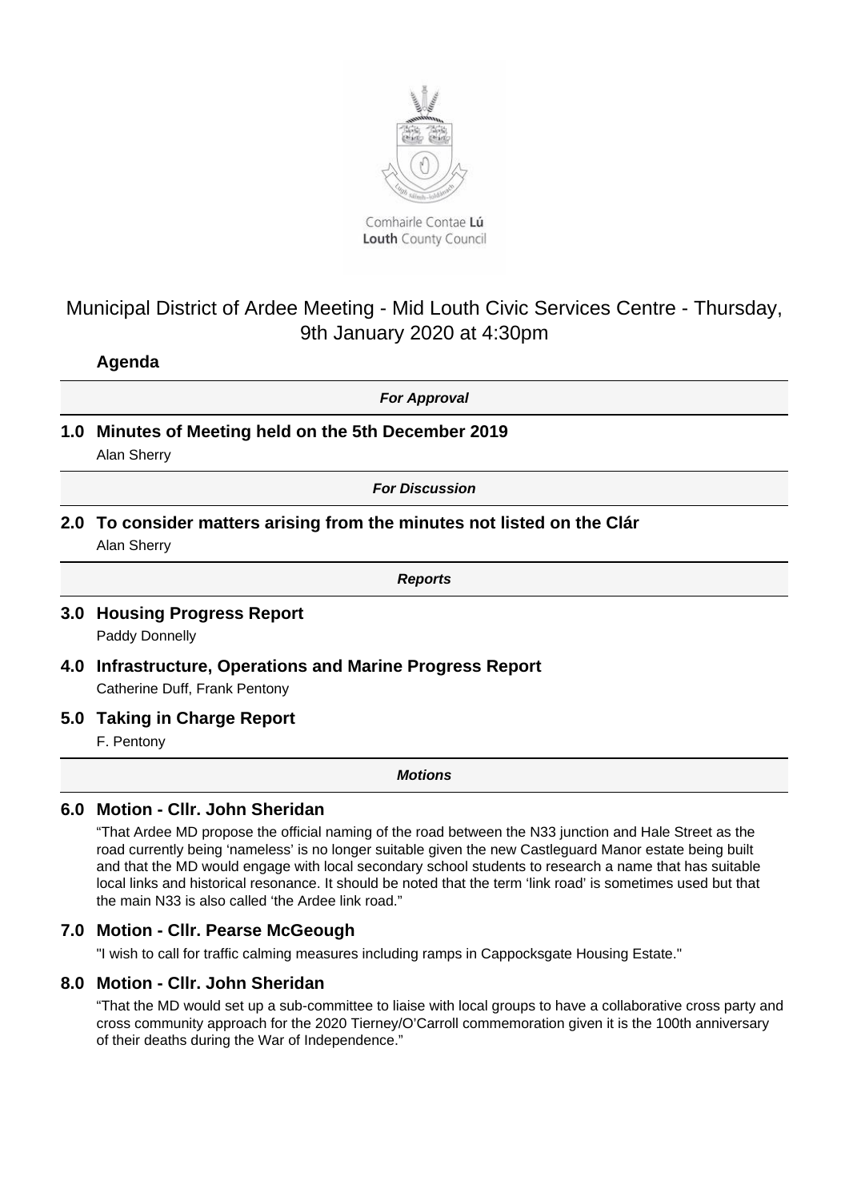Comhairle Contae **Lú**
**Louth** County Council

# Municipal District of Ardee Meeting - Mid Louth Civic Services Centre - Thursday, 9th January 2020 at 4:30pm

## Agenda

***For Approval***

### 1.0 Minutes of Meeting held on the 5th December 2019

Alan Sherry

***For Discussion***

### 2.0 To consider matters arising from the minutes not listed on the Clár

Alan Sherry

***Reports***

### 3.0 Housing Progress Report

Paddy Donnelly

### 4.0 Infrastructure, Operations and Marine Progress Report

Catherine Duff, Frank Pentony

### 5.0 Taking in Charge Report

F. Pentony

***Motions***

### 6.0 Motion - Cllr. John Sheridan

"That Ardee MD propose the official naming of the road between the N33 junction and Hale Street as the road currently being 'nameless' is no longer suitable given the new Castleguard Manor estate being built and that the MD would engage with local secondary school students to research a name that has suitable local links and historical resonance. It should be noted that the term 'link road' is sometimes used but that the main N33 is also called 'the Ardee link road."

### 7.0 Motion - Cllr. Pearse McGeough

"I wish to call for traffic calming measures including ramps in Cappocksgate Housing Estate."

### 8.0 Motion - Cllr. John Sheridan

"That the MD would set up a sub-committee to liaise with local groups to have a collaborative cross party and cross community approach for the 2020 Tierney/O'Carroll commemoration given it is the 100th anniversary of their deaths during the War of Independence."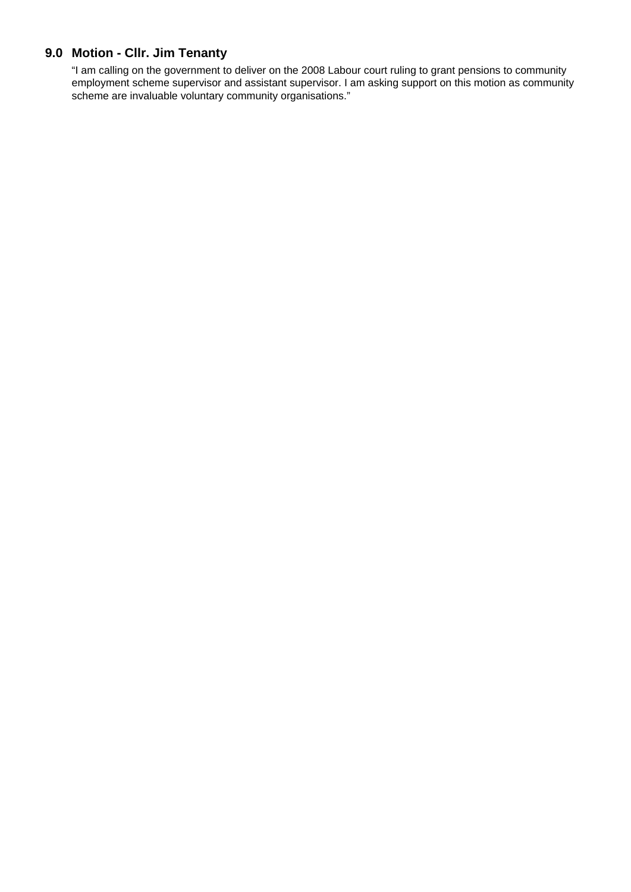## 9.0 Motion - Cllr. Jim Tenanty

"I am calling on the government to deliver on the 2008 Labour court ruling to grant pensions to community employment scheme supervisor and assistant supervisor. I am asking support on this motion as community scheme are invaluable voluntary community organisations."